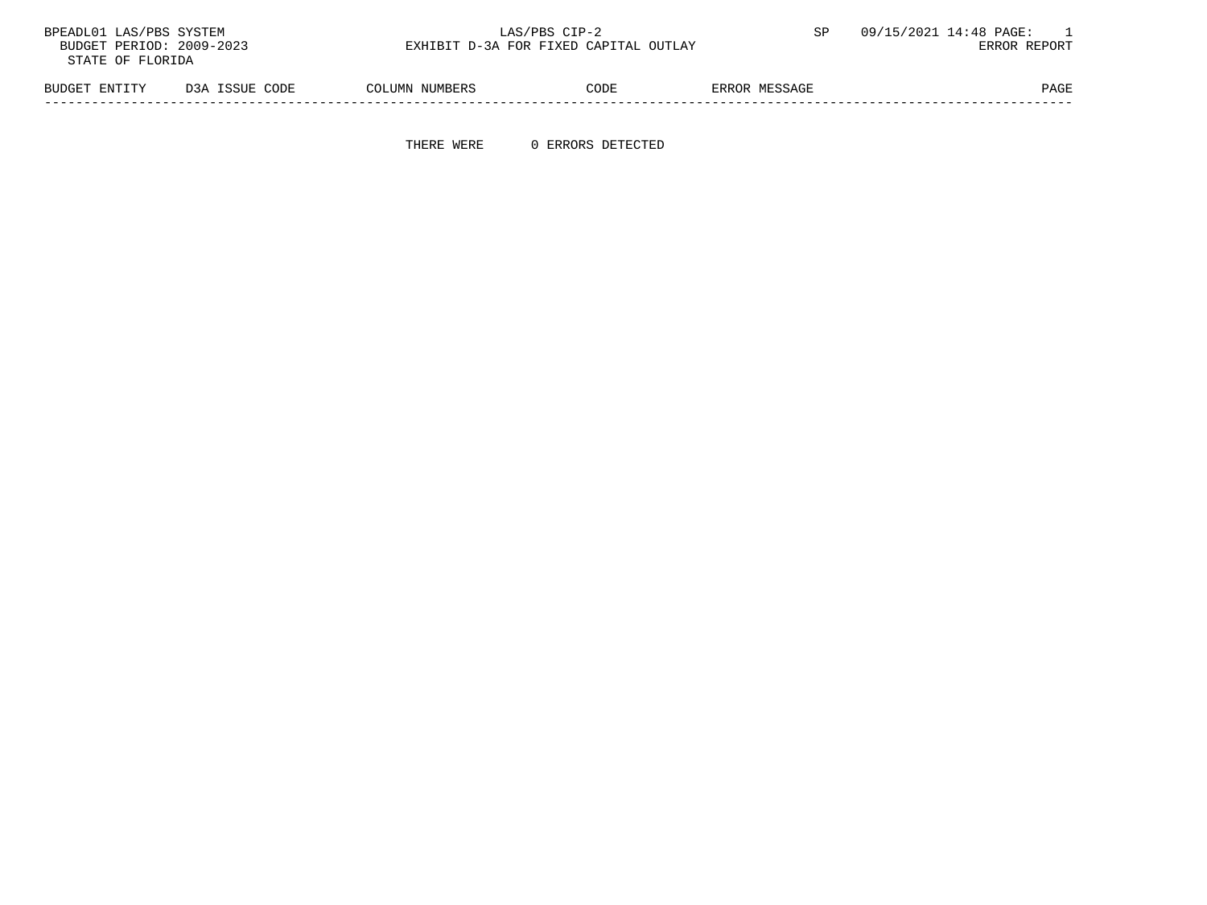BPEADL01 LAS/PBS SYSTEM

BUDGET PERIOD: 2009-2023

STATE OF FLORIDA

LAS/PBS CIP-2

EXHIBIT D-3A FOR FIXED CAPITAL OUTLAY

SP 09/15/2021 14:48 PAGE: 1

ERROR REPORT

| BUDGET ENTITY | D3A ISSUE CODE | COLUMN NUMBERS | CODE | ERROR MESSAGE | PAGE |
|---|---|---|---|---|---|

THERE WERE 0 ERRORS DETECTED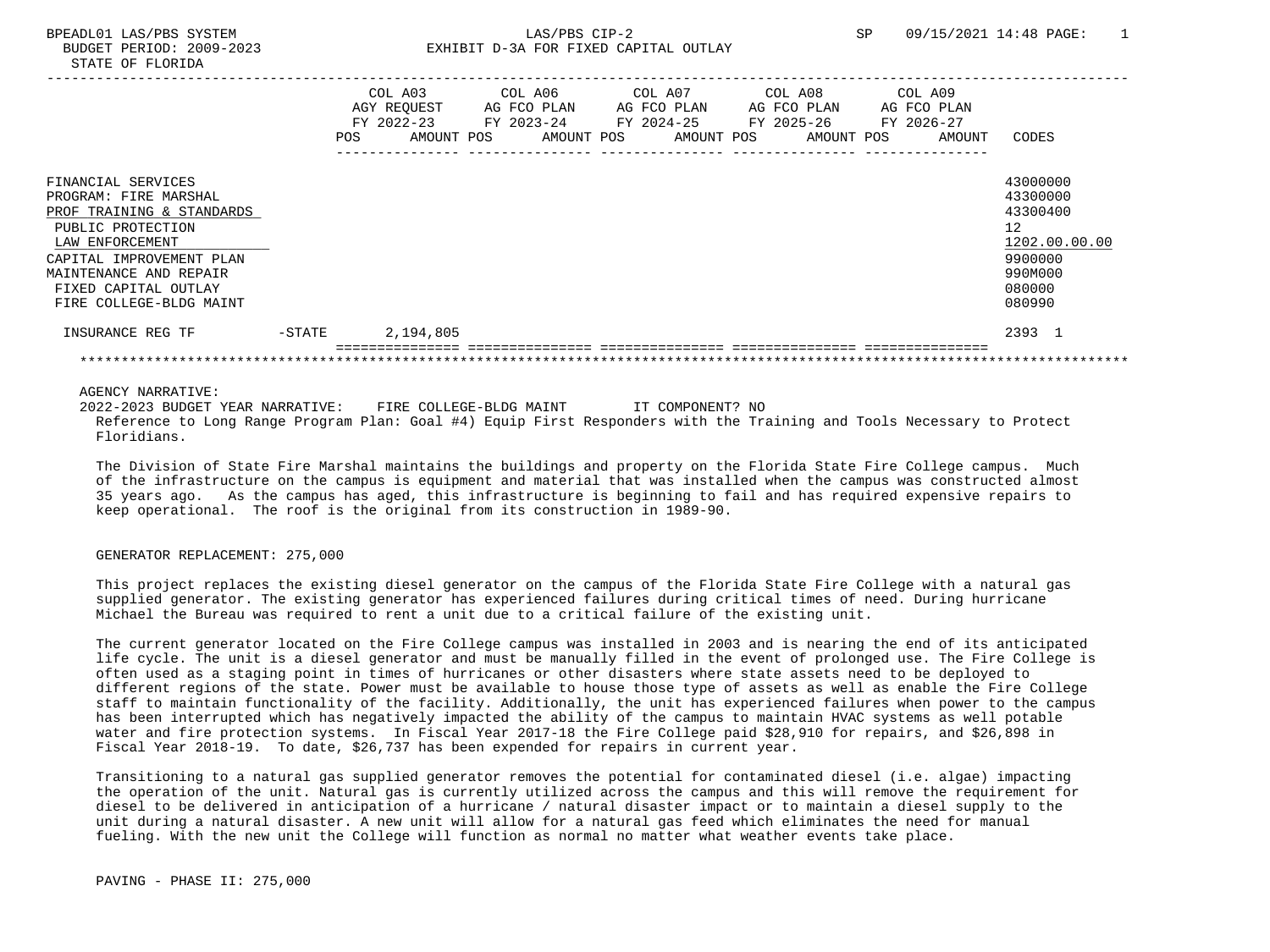BPEADL01 LAS/PBS SYSTEM — LAS/PBS CIP-2 — SP 09/15/2021 14:48 PAGE: 1

BUDGET PERIOD: 2009-2023 — EXHIBIT D-3A FOR FIXED CAPITAL OUTLAY

STATE OF FLORIDA

| | COL A03 AGY REQUEST FY 2022-23 POS AMOUNT | COL A06 AG FCO PLAN FY 2023-24 POS AMOUNT | COL A07 AG FCO PLAN FY 2024-25 POS AMOUNT | COL A08 AG FCO PLAN FY 2025-26 POS AMOUNT | COL A09 AG FCO PLAN FY 2026-27 POS AMOUNT | CODES |
|---|---|---|---|---|---|---|
| FINANCIAL SERVICES | | | | | | 43000000 |
| PROGRAM: FIRE MARSHAL | | | | | | 43300000 |
| PROF TRAINING & STANDARDS | | | | | | 43300400 |
| PUBLIC PROTECTION | | | | | | 12 |
| LAW ENFORCEMENT | | | | | | 1202.00.00.00 |
| CAPITAL IMPROVEMENT PLAN | | | | | | 9900000 |
| MAINTENANCE AND REPAIR | | | | | | 990M000 |
| FIXED CAPITAL OUTLAY | | | | | | 080000 |
| FIRE COLLEGE-BLDG MAINT | | | | | | 080990 |
| INSURANCE REG TF -STATE | 2,194,805 | | | | | 2393 1 |

AGENCY NARRATIVE:

2022-2023 BUDGET YEAR NARRATIVE: FIRE COLLEGE-BLDG MAINT IT COMPONENT? NO

Reference to Long Range Program Plan: Goal #4) Equip First Responders with the Training and Tools Necessary to Protect Floridians.

The Division of State Fire Marshal maintains the buildings and property on the Florida State Fire College campus. Much of the infrastructure on the campus is equipment and material that was installed when the campus was constructed almost 35 years ago. As the campus has aged, this infrastructure is beginning to fail and has required expensive repairs to keep operational. The roof is the original from its construction in 1989-90.

GENERATOR REPLACEMENT: 275,000

This project replaces the existing diesel generator on the campus of the Florida State Fire College with a natural gas supplied generator. The existing generator has experienced failures during critical times of need. During hurricane Michael the Bureau was required to rent a unit due to a critical failure of the existing unit.

The current generator located on the Fire College campus was installed in 2003 and is nearing the end of its anticipated life cycle. The unit is a diesel generator and must be manually filled in the event of prolonged use. The Fire College is often used as a staging point in times of hurricanes or other disasters where state assets need to be deployed to different regions of the state. Power must be available to house those type of assets as well as enable the Fire College staff to maintain functionality of the facility. Additionally, the unit has experienced failures when power to the campus has been interrupted which has negatively impacted the ability of the campus to maintain HVAC systems as well potable water and fire protection systems. In Fiscal Year 2017-18 the Fire College paid $28,910 for repairs, and $26,898 in Fiscal Year 2018-19. To date, $26,737 has been expended for repairs in current year.

Transitioning to a natural gas supplied generator removes the potential for contaminated diesel (i.e. algae) impacting the operation of the unit. Natural gas is currently utilized across the campus and this will remove the requirement for diesel to be delivered in anticipation of a hurricane / natural disaster impact or to maintain a diesel supply to the unit during a natural disaster. A new unit will allow for a natural gas feed which eliminates the need for manual fueling. With the new unit the College will function as normal no matter what weather events take place.

PAVING - PHASE II: 275,000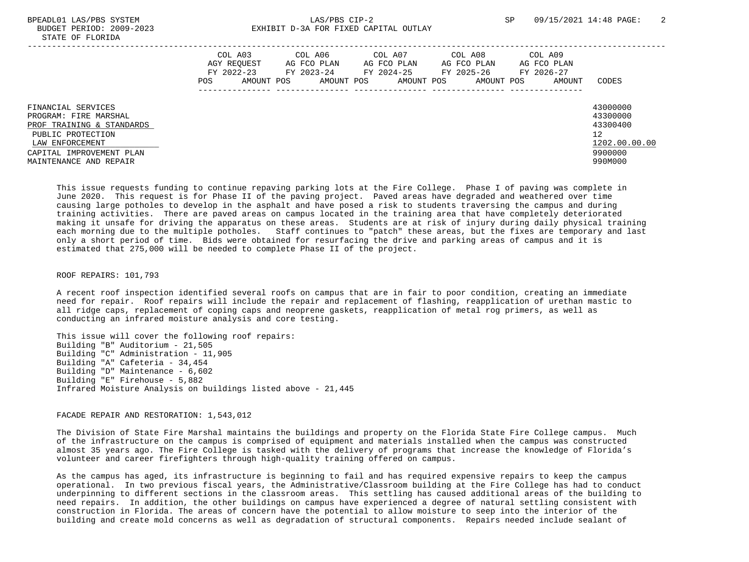| | COL A03 AGY REQUEST FY 2022-23 | | COL A06 AG FCO PLAN FY 2023-24 | | COL A07 AG FCO PLAN FY 2024-25 | | COL A08 AG FCO PLAN FY 2025-26 | | COL A09 AG FCO PLAN FY 2026-27 | | |
|---|---|---|---|---|---|---|---|---|---|---|---|
| | POS | AMOUNT | POS | AMOUNT | POS | AMOUNT | POS | AMOUNT | POS | AMOUNT | CODES |
| FINANCIAL SERVICES | | | | | | | | | | | 43000000 |
| PROGRAM: FIRE MARSHAL | | | | | | | | | | | 43300000 |
| PROF TRAINING & STANDARDS | | | | | | | | | | | 43300400 |
| PUBLIC PROTECTION | | | | | | | | | | | 12 |
| LAW ENFORCEMENT | | | | | | | | | | | 1202.00.00.00 |
| CAPITAL IMPROVEMENT PLAN | | | | | | | | | | | 9900000 |
| MAINTENANCE AND REPAIR | | | | | | | | | | | 990M000 |

This issue requests funding to continue repaving parking lots at the Fire College. Phase I of paving was complete in June 2020. This request is for Phase II of the paving project. Paved areas have degraded and weathered over time causing large potholes to develop in the asphalt and have posed a risk to students traversing the campus and during training activities. There are paved areas on campus located in the training area that have completely deteriorated making it unsafe for driving the apparatus on these areas. Students are at risk of injury during daily physical training each morning due to the multiple potholes. Staff continues to "patch" these areas, but the fixes are temporary and last only a short period of time. Bids were obtained for resurfacing the drive and parking areas of campus and it is estimated that 275,000 will be needed to complete Phase II of the project.

ROOF REPAIRS: 101,793

A recent roof inspection identified several roofs on campus that are in fair to poor condition, creating an immediate need for repair. Roof repairs will include the repair and replacement of flashing, reapplication of urethan mastic to all ridge caps, replacement of coping caps and neoprene gaskets, reapplication of metal rog primers, as well as conducting an infrared moisture analysis and core testing.

This issue will cover the following roof repairs:
Building "B" Auditorium - 21,505
Building "C" Administration - 11,905
Building "A" Cafeteria - 34,454
Building "D" Maintenance - 6,602
Building "E" Firehouse - 5,882
Infrared Moisture Analysis on buildings listed above - 21,445

FACADE REPAIR AND RESTORATION: 1,543,012

The Division of State Fire Marshal maintains the buildings and property on the Florida State Fire College campus. Much of the infrastructure on the campus is comprised of equipment and materials installed when the campus was constructed almost 35 years ago. The Fire College is tasked with the delivery of programs that increase the knowledge of Florida's volunteer and career firefighters through high-quality training offered on campus.

As the campus has aged, its infrastructure is beginning to fail and has required expensive repairs to keep the campus operational. In two previous fiscal years, the Administrative/Classroom building at the Fire College has had to conduct underpinning to different sections in the classroom areas. This settling has caused additional areas of the building to need repairs. In addition, the other buildings on campus have experienced a degree of natural settling consistent with construction in Florida. The areas of concern have the potential to allow moisture to seep into the interior of the building and create mold concerns as well as degradation of structural components. Repairs needed include sealant of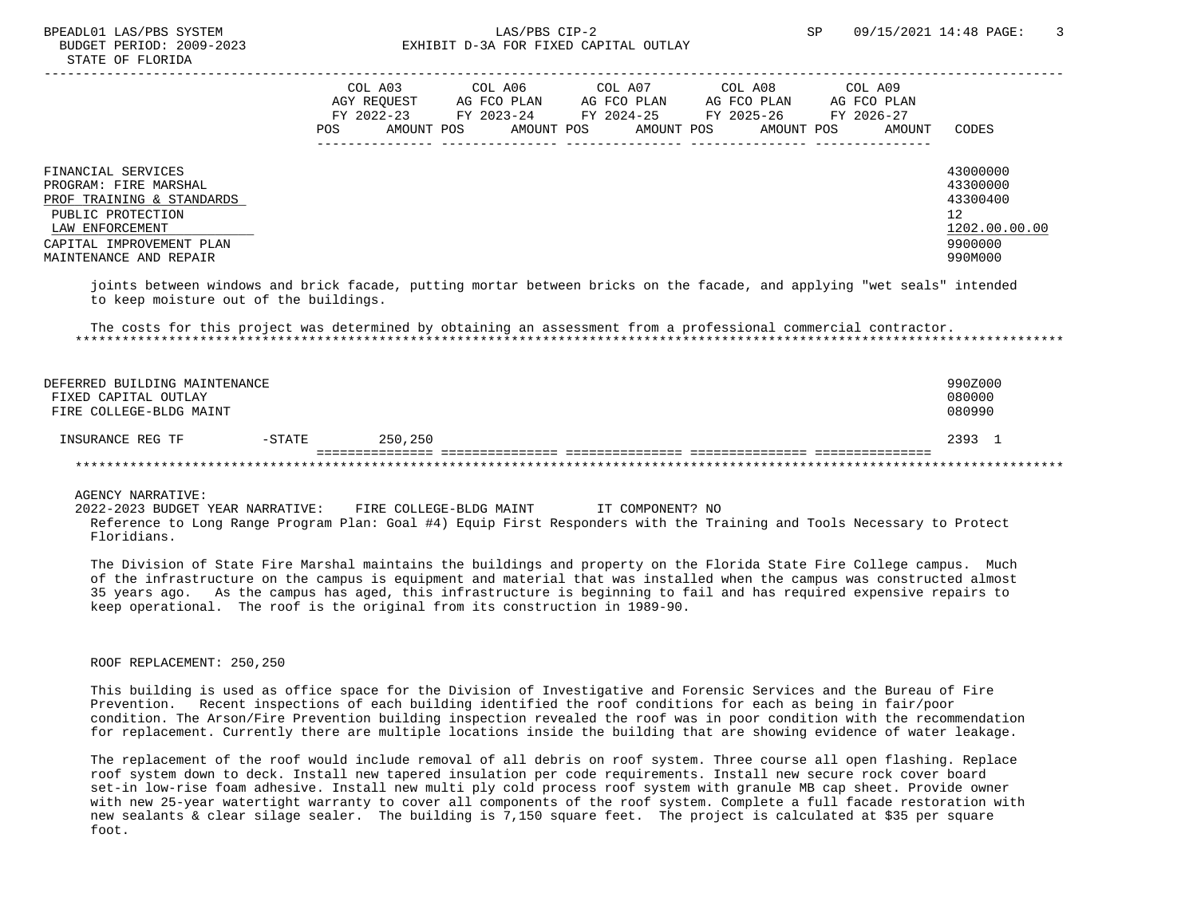| | COL A03 AGY REQUEST FY 2022-23 POS AMOUNT | COL A06 AG FCO PLAN FY 2023-24 POS AMOUNT | COL A07 AG FCO PLAN FY 2024-25 POS AMOUNT | COL A08 AG FCO PLAN FY 2025-26 POS AMOUNT | COL A09 AG FCO PLAN FY 2026-27 POS AMOUNT | CODES |
|---|---|---|---|---|---|---|
| FINANCIAL SERVICES | | | | | | 43000000 |
| PROGRAM: FIRE MARSHAL | | | | | | 43300000 |
| PROF TRAINING & STANDARDS | | | | | | 43300400 |
| PUBLIC PROTECTION | | | | | | 12 |
| LAW ENFORCEMENT | | | | | | 1202.00.00.00 |
| CAPITAL IMPROVEMENT PLAN | | | | | | 9900000 |
| MAINTENANCE AND REPAIR | | | | | | 990M000 |

joints between windows and brick facade, putting mortar between bricks on the facade, and applying "wet seals" intended to keep moisture out of the buildings.

The costs for this project was determined by obtaining an assessment from a professional commercial contractor.

| | COL A03 | COL A06 | COL A07 | COL A08 | COL A09 | CODES |
|---|---|---|---|---|---|---|
| DEFERRED BUILDING MAINTENANCE | | | | | | 990Z000 |
| FIXED CAPITAL OUTLAY | | | | | | 080000 |
| FIRE COLLEGE-BLDG MAINT | | | | | | 080990 |
| INSURANCE REG TF -STATE | 250,250 | | | | | 2393 1 |

AGENCY NARRATIVE:

2022-2023 BUDGET YEAR NARRATIVE: FIRE COLLEGE-BLDG MAINT IT COMPONENT? NO

Reference to Long Range Program Plan: Goal #4) Equip First Responders with the Training and Tools Necessary to Protect Floridians.

The Division of State Fire Marshal maintains the buildings and property on the Florida State Fire College campus. Much of the infrastructure on the campus is equipment and material that was installed when the campus was constructed almost 35 years ago. As the campus has aged, this infrastructure is beginning to fail and has required expensive repairs to keep operational. The roof is the original from its construction in 1989-90.

ROOF REPLACEMENT: 250,250

This building is used as office space for the Division of Investigative and Forensic Services and the Bureau of Fire Prevention. Recent inspections of each building identified the roof conditions for each as being in fair/poor condition. The Arson/Fire Prevention building inspection revealed the roof was in poor condition with the recommendation for replacement. Currently there are multiple locations inside the building that are showing evidence of water leakage.

The replacement of the roof would include removal of all debris on roof system. Three course all open flashing. Replace roof system down to deck. Install new tapered insulation per code requirements. Install new secure rock cover board set-in low-rise foam adhesive. Install new multi ply cold process roof system with granule MB cap sheet. Provide owner with new 25-year watertight warranty to cover all components of the roof system. Complete a full facade restoration with new sealants & clear silage sealer. The building is 7,150 square feet. The project is calculated at $35 per square foot.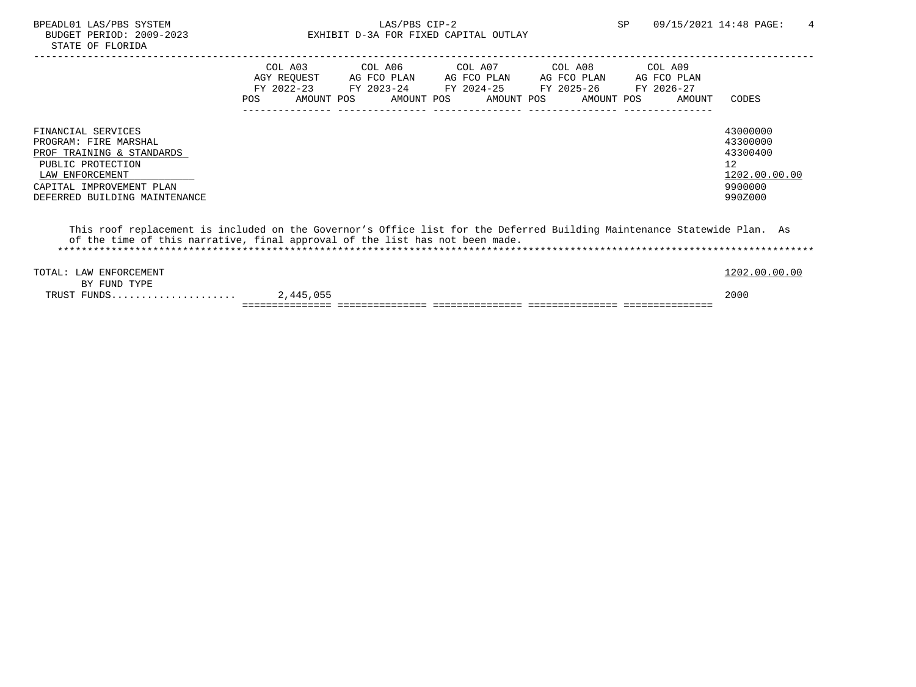BPEADL01 LAS/PBS SYSTEM LAS/PBS CIP-2 SP 09/15/2021 14:48

BUDGET PERIOD: 2009-2023 EXHIBIT D-3A FOR FIXED CAPITAL OUTLAY

STATE OF FLORIDA

| | COL A03 AGY REQUEST FY 2022-23 POS | AMOUNT | COL A06 AG FCO PLAN FY 2023-24 POS | AMOUNT | COL A07 AG FCO PLAN FY 2024-25 POS | AMOUNT | COL A08 AG FCO PLAN FY 2025-26 POS | AMOUNT | COL A09 AG FCO PLAN FY 2026-27 POS | AMOUNT | CODES |
|---|---|---|---|---|---|---|---|---|---|---|---|
| FINANCIAL SERVICES | | | | | | | | | | | 43000000 |
| PROGRAM: FIRE MARSHAL | | | | | | | | | | | 43300000 |
| PROF TRAINING & STANDARDS | | | | | | | | | | | 43300400 |
| PUBLIC PROTECTION | | | | | | | | | | | 12 |
| LAW ENFORCEMENT | | | | | | | | | | | 1202.00.00.00 |
| CAPITAL IMPROVEMENT PLAN | | | | | | | | | | | 9900000 |
| DEFERRED BUILDING MAINTENANCE | | | | | | | | | | | 990Z000 |

This roof replacement is included on the Governor's Office list for the Deferred Building Maintenance Statewide Plan. As of the time of this narrative, final approval of the list has not been made.

*****************************************************************************************************************************

| | COL A03 POS | AMOUNT | COL A06 POS | AMOUNT | COL A07 POS | AMOUNT | COL A08 POS | AMOUNT | COL A09 POS | AMOUNT | CODES |
|---|---|---|---|---|---|---|---|---|---|---|---|
| TOTAL: LAW ENFORCEMENT | | | | | | | | | | | 1202.00.00.00 |
| BY FUND TYPE | | | | | | | | | | | |
| TRUST FUNDS..................... | | 2,445,055 | | | | | | | | | 2000 |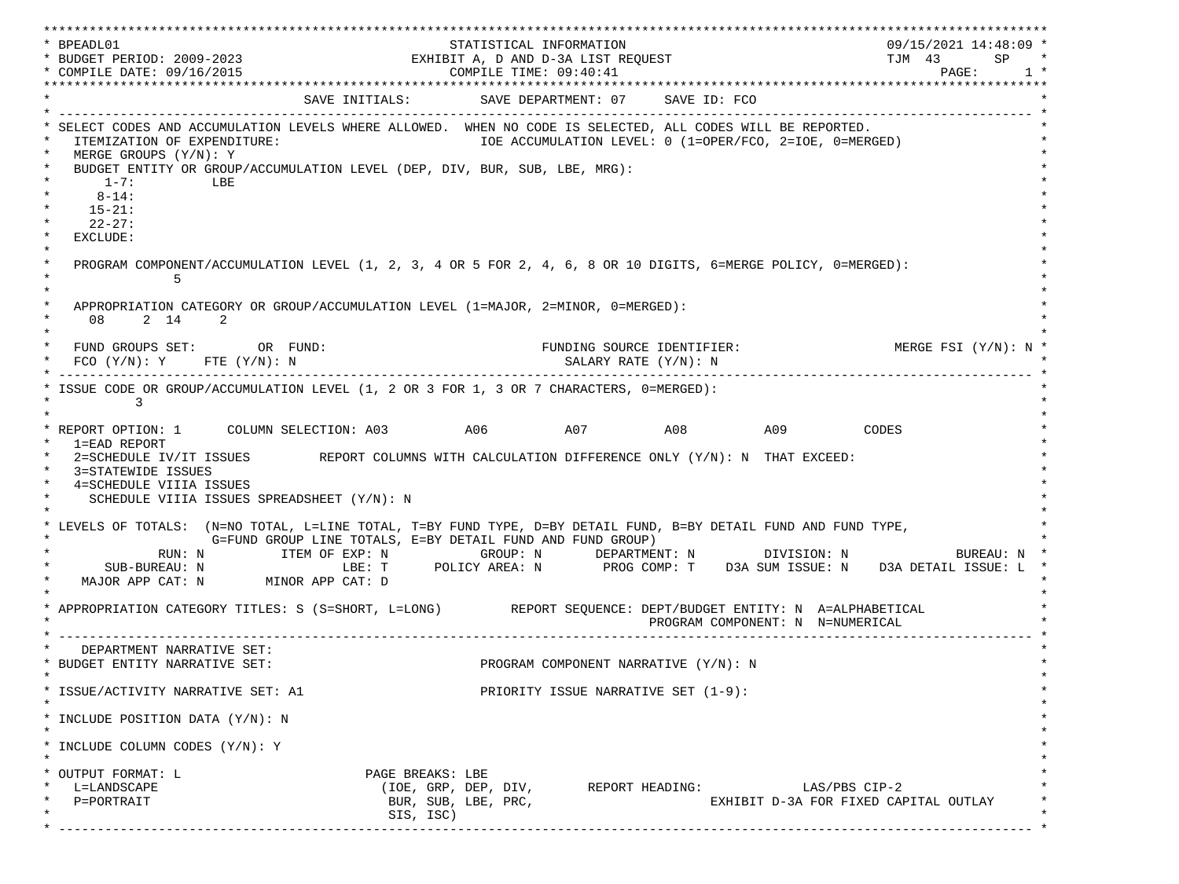```
*******************************************************************************************************************************
* BPEADL01                                      STATISTICAL INFORMATION                                  09/15/2021 14:48:09 *
* BUDGET PERIOD: 2009-2023                  EXHIBIT A, D AND D-3A LIST REQUEST                           TJM  43       SP    *
* COMPILE DATE: 09/16/2015                          COMPILE TIME: 09:40:41                                          PAGE:     1 *
*******************************************************************************************************************************
*                               SAVE INITIALS:         SAVE DEPARTMENT: 07     SAVE ID: FCO                                   *
* --------------------------------------------------------------------------------------------------------------------------- *
* SELECT CODES AND ACCUMULATION LEVELS WHERE ALLOWED.  WHEN NO CODE IS SELECTED, ALL CODES WILL BE REPORTED.                  *
*   ITEMIZATION OF EXPENDITURE:                              IOE ACCUMULATION LEVEL: 0 (1=OPER/FCO, 2=IOE, 0=MERGED)          *
*   MERGE GROUPS (Y/N): Y                                                                                                     *
*   BUDGET ENTITY OR GROUP/ACCUMULATION LEVEL (DEP, DIV, BUR, SUB, LBE, MRG):                                                 *
*       1-7:          LBE                                                                                                     *
*      8-14:                                                                                                                  *
*     15-21:                                                                                                                  *
*     22-27:                                                                                                                  *
*   EXCLUDE:                                                                                                                  *
*                                                                                                                             *
*   PROGRAM COMPONENT/ACCUMULATION LEVEL (1, 2, 3, 4 OR 5 FOR 2, 4, 6, 8 OR 10 DIGITS, 6=MERGE POLICY, 0=MERGED):              *
*               5                                                                                                             *
*                                                                                                                             *
*   APPROPRIATION CATEGORY OR GROUP/ACCUMULATION LEVEL (1=MAJOR, 2=MINOR, 0=MERGED):                                          *
*     08     2  14     2                                                                                                      *
*                                                                                                                             *
*   FUND GROUPS SET:        OR  FUND:                            FUNDING SOURCE IDENTIFIER:                 MERGE FSI (Y/N): N *
*   FCO (Y/N): Y     FTE (Y/N): N                                  SALARY RATE (Y/N): N                                       *
* --------------------------------------------------------------------------------------------------------------------------- *
* ISSUE CODE OR GROUP/ACCUMULATION LEVEL (1, 2 OR 3 FOR 1, 3 OR 7 CHARACTERS, 0=MERGED):                                      *
*          3                                                                                                                  *
*                                                                                                                             *
* REPORT OPTION: 1      COLUMN SELECTION: A03          A06          A07          A08          A09          CODES              *
*   1=EAD REPORT                                                                                                              *
*   2=SCHEDULE IV/IT ISSUES         REPORT COLUMNS WITH CALCULATION DIFFERENCE ONLY (Y/N): N  THAT EXCEED:                    *
*   3=STATEWIDE ISSUES                                                                                                        *
*   4=SCHEDULE VIIIA ISSUES                                                                                                   *
*     SCHEDULE VIIIA ISSUES SPREADSHEET (Y/N): N                                                                              *
*                                                                                                                             *
* LEVELS OF TOTALS:  (N=NO TOTAL, L=LINE TOTAL, T=BY FUND TYPE, D=BY DETAIL FUND, B=BY DETAIL FUND AND FUND TYPE,             *
*                    G=FUND GROUP LINE TOTALS, E=BY DETAIL FUND AND FUND GROUP)                                               *
*              RUN: N          ITEM OF EXP: N            GROUP: N       DEPARTMENT: N         DIVISION: N             BUREAU: N *
*       SUB-BUREAU: N                 LBE: T      POLICY AREA: N       PROG COMP: T    D3A SUM ISSUE: N    D3A DETAIL ISSUE: L *
*    MAJOR APP CAT: N       MINOR APP CAT: D                                                                                  *
*                                                                                                                             *
* APPROPRIATION CATEGORY TITLES: S (S=SHORT, L=LONG)         REPORT SEQUENCE: DEPT/BUDGET ENTITY: N  A=ALPHABETICAL           *
*                                                                              PROGRAM COMPONENT: N  N=NUMERICAL              *
* --------------------------------------------------------------------------------------------------------------------------- *
*    DEPARTMENT NARRATIVE SET:                                                                                                *
* BUDGET ENTITY NARRATIVE SET:                               PROGRAM COMPONENT NARRATIVE (Y/N): N                             *
*                                                                                                                             *
* ISSUE/ACTIVITY NARRATIVE SET: A1                           PRIORITY ISSUE NARRATIVE SET (1-9):                              *
*                                                                                                                             *
* INCLUDE POSITION DATA (Y/N): N                                                                                              *
*                                                                                                                             *
* INCLUDE COLUMN CODES (Y/N): Y                                                                                               *
*                                                                                                                             *
* OUTPUT FORMAT: L                        PAGE BREAKS: LBE                                                                    *
*   L=LANDSCAPE                            (IOE, GRP, DEP, DIV,       REPORT HEADING:             LAS/PBS CIP-2               *
*   P=PORTRAIT                              BUR, SUB, LBE, PRC,                        EXHIBIT D-3A FOR FIXED CAPITAL OUTLAY  *
*                                           SIS, ISC)                                                                         *
* --------------------------------------------------------------------------------------------------------------------------- *
```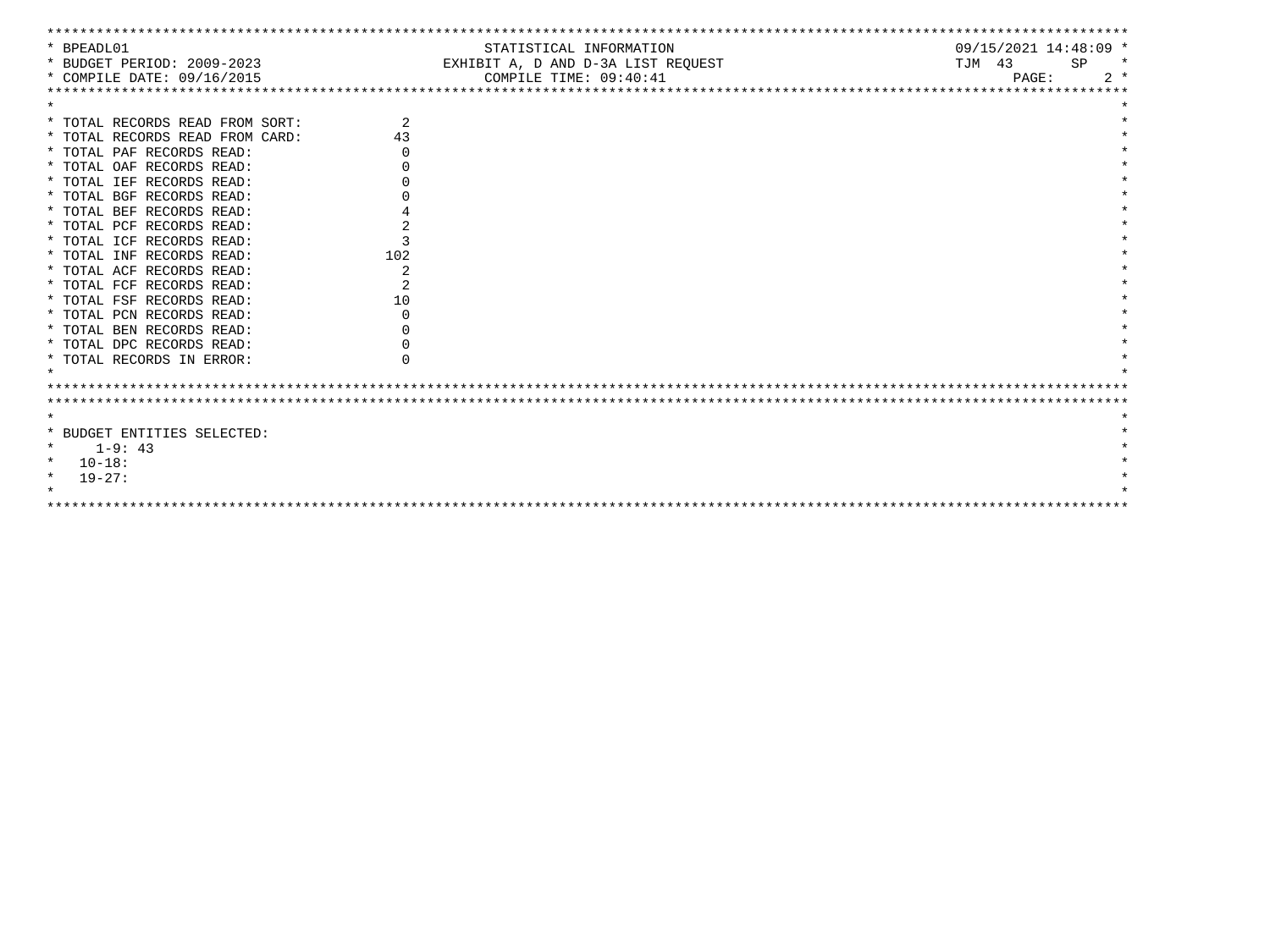BPEADL01 — STATISTICAL INFORMATION — 09/15/2021 14:48:09

BUDGET PERIOD: 2009-2023 — EXHIBIT A, D AND D-3A LIST REQUEST — TJM 43 SP

COMPILE DATE: 09/16/2015 — COMPILE TIME: 09:40:41 — PAGE: 2

| | |
|---|---|
| TOTAL RECORDS READ FROM SORT: | 2 |
| TOTAL RECORDS READ FROM CARD: | 43 |
| TOTAL PAF RECORDS READ: | 0 |
| TOTAL OAF RECORDS READ: | 0 |
| TOTAL IEF RECORDS READ: | 0 |
| TOTAL BGF RECORDS READ: | 0 |
| TOTAL BEF RECORDS READ: | 4 |
| TOTAL PCF RECORDS READ: | 2 |
| TOTAL ICF RECORDS READ: | 3 |
| TOTAL INF RECORDS READ: | 102 |
| TOTAL ACF RECORDS READ: | 2 |
| TOTAL FCF RECORDS READ: | 2 |
| TOTAL FSF RECORDS READ: | 10 |
| TOTAL PCN RECORDS READ: | 0 |
| TOTAL BEN RECORDS READ: | 0 |
| TOTAL DPC RECORDS READ: | 0 |
| TOTAL RECORDS IN ERROR: | 0 |

BUDGET ENTITIES SELECTED:

- 1-9: 43
- 10-18:
- 19-27: